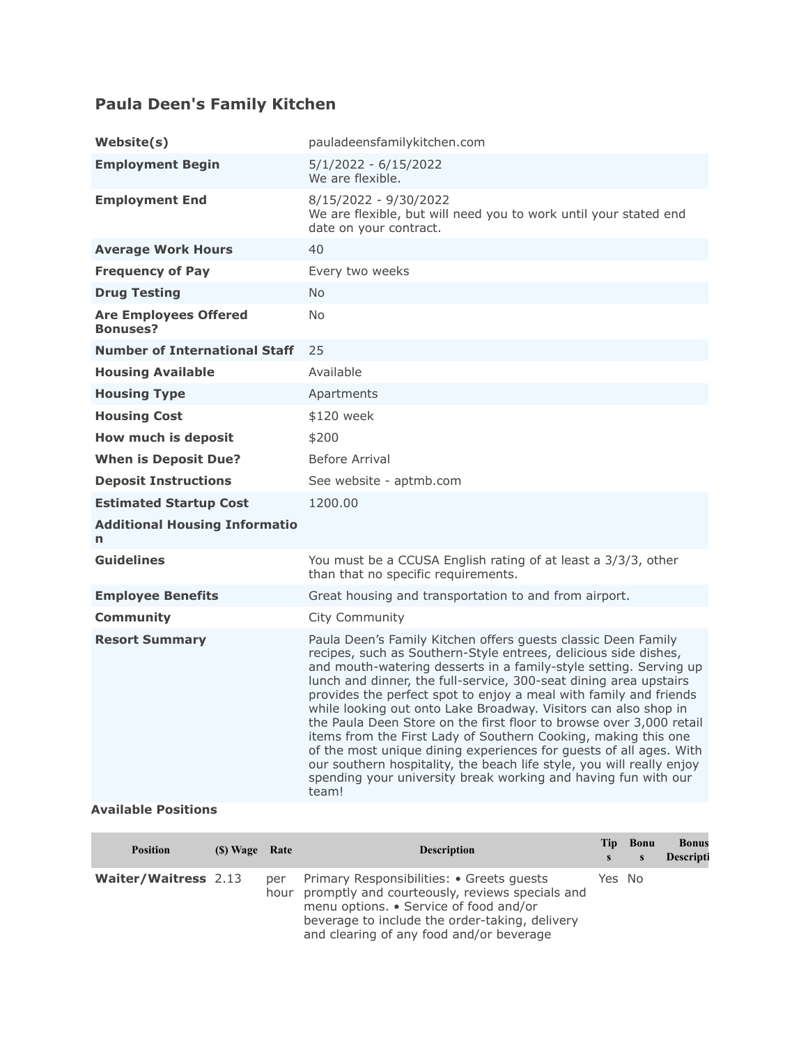# Paula Deen's Family Kitchen

| | |
|---|---|
| **Website(s)** | pauladeensfamilykitchen.com |
| **Employment Begin** | 5/1/2022 - 6/15/2022<br>We are flexible. |
| **Employment End** | 8/15/2022 - 9/30/2022<br>We are flexible, but will need you to work until your stated end date on your contract. |
| **Average Work Hours** | 40 |
| **Frequency of Pay** | Every two weeks |
| **Drug Testing** | No |
| **Are Employees Offered Bonuses?** | No |
| **Number of International Staff** | 25 |
| **Housing Available** | Available |
| **Housing Type** | Apartments |
| **Housing Cost** | $120 week |
| **How much is deposit** | $200 |
| **When is Deposit Due?** | Before Arrival |
| **Deposit Instructions** | See website - aptmb.com |
| **Estimated Startup Cost** | 1200.00 |
| **Additional Housing Information** | |
| **Guidelines** | You must be a CCUSA English rating of at least a 3/3/3, other than that no specific requirements. |
| **Employee Benefits** | Great housing and transportation to and from airport. |
| **Community** | City Community |
| **Resort Summary** | Paula Deen's Family Kitchen offers guests classic Deen Family recipes, such as Southern-Style entrees, delicious side dishes, and mouth-watering desserts in a family-style setting. Serving up lunch and dinner, the full-service, 300-seat dining area upstairs provides the perfect spot to enjoy a meal with family and friends while looking out onto Lake Broadway. Visitors can also shop in the Paula Deen Store on the first floor to browse over 3,000 retail items from the First Lady of Southern Cooking, making this one of the most unique dining experiences for guests of all ages. With our southern hospitality, the beach life style, you will really enjoy spending your university break working and having fun with our team! |

**Available Positions**

| Position | ($) Wage | Rate | Description | Tips | Bonus | Bonus Descripti |
|---|---|---|---|---|---|---|
| **Waiter/Waitress** | 2.13 | per hour | Primary Responsibilities: • Greets guests promptly and courteously, reviews specials and menu options. • Service of food and/or beverage to include the order-taking, delivery and clearing of any food and/or beverage | Yes | No | |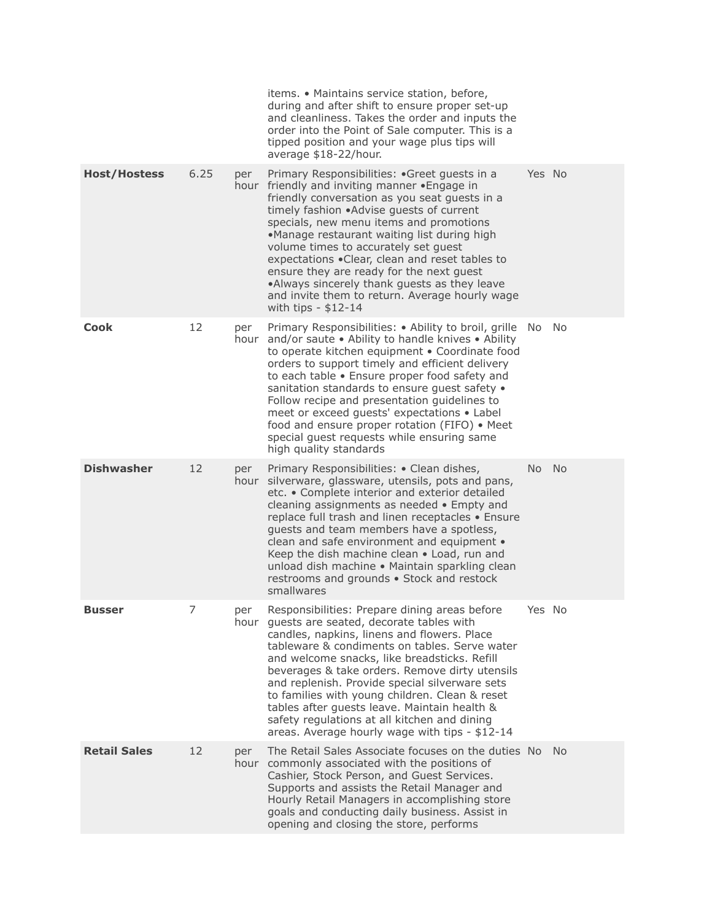| | | | | | |
|---|---|---|---|---|---|
| | | | items. • Maintains service station, before, during and after shift to ensure proper set-up and cleanliness. Takes the order and inputs the order into the Point of Sale computer. This is a tipped position and your wage plus tips will average $18-22/hour. | | |
| **Host/Hostess** | 6.25 | per hour | Primary Responsibilities: •Greet guests in a friendly and inviting manner •Engage in friendly conversation as you seat guests in a timely fashion •Advise guests of current specials, new menu items and promotions •Manage restaurant waiting list during high volume times to accurately set guest expectations •Clear, clean and reset tables to ensure they are ready for the next guest •Always sincerely thank guests as they leave and invite them to return. Average hourly wage with tips - $12-14 | Yes | No |
| **Cook** | 12 | per hour | Primary Responsibilities: • Ability to broil, grille and/or saute • Ability to handle knives • Ability to operate kitchen equipment • Coordinate food orders to support timely and efficient delivery to each table • Ensure proper food safety and sanitation standards to ensure guest safety • Follow recipe and presentation guidelines to meet or exceed guests' expectations • Label food and ensure proper rotation (FIFO) • Meet special guest requests while ensuring same high quality standards | No | No |
| **Dishwasher** | 12 | per hour | Primary Responsibilities: • Clean dishes, silverware, glassware, utensils, pots and pans, etc. • Complete interior and exterior detailed cleaning assignments as needed • Empty and replace full trash and linen receptacles • Ensure guests and team members have a spotless, clean and safe environment and equipment • Keep the dish machine clean • Load, run and unload dish machine • Maintain sparkling clean restrooms and grounds • Stock and restock smallwares | No | No |
| **Busser** | 7 | per hour | Responsibilities: Prepare dining areas before guests are seated, decorate tables with candles, napkins, linens and flowers. Place tableware & condiments on tables. Serve water and welcome snacks, like breadsticks. Refill beverages & take orders. Remove dirty utensils and replenish. Provide special silverware sets to families with young children. Clean & reset tables after guests leave. Maintain health & safety regulations at all kitchen and dining areas. Average hourly wage with tips - $12-14 | Yes | No |
| **Retail Sales** | 12 | per hour | The Retail Sales Associate focuses on the duties commonly associated with the positions of Cashier, Stock Person, and Guest Services. Supports and assists the Retail Manager and Hourly Retail Managers in accomplishing store goals and conducting daily business. Assist in opening and closing the store, performs | No | No |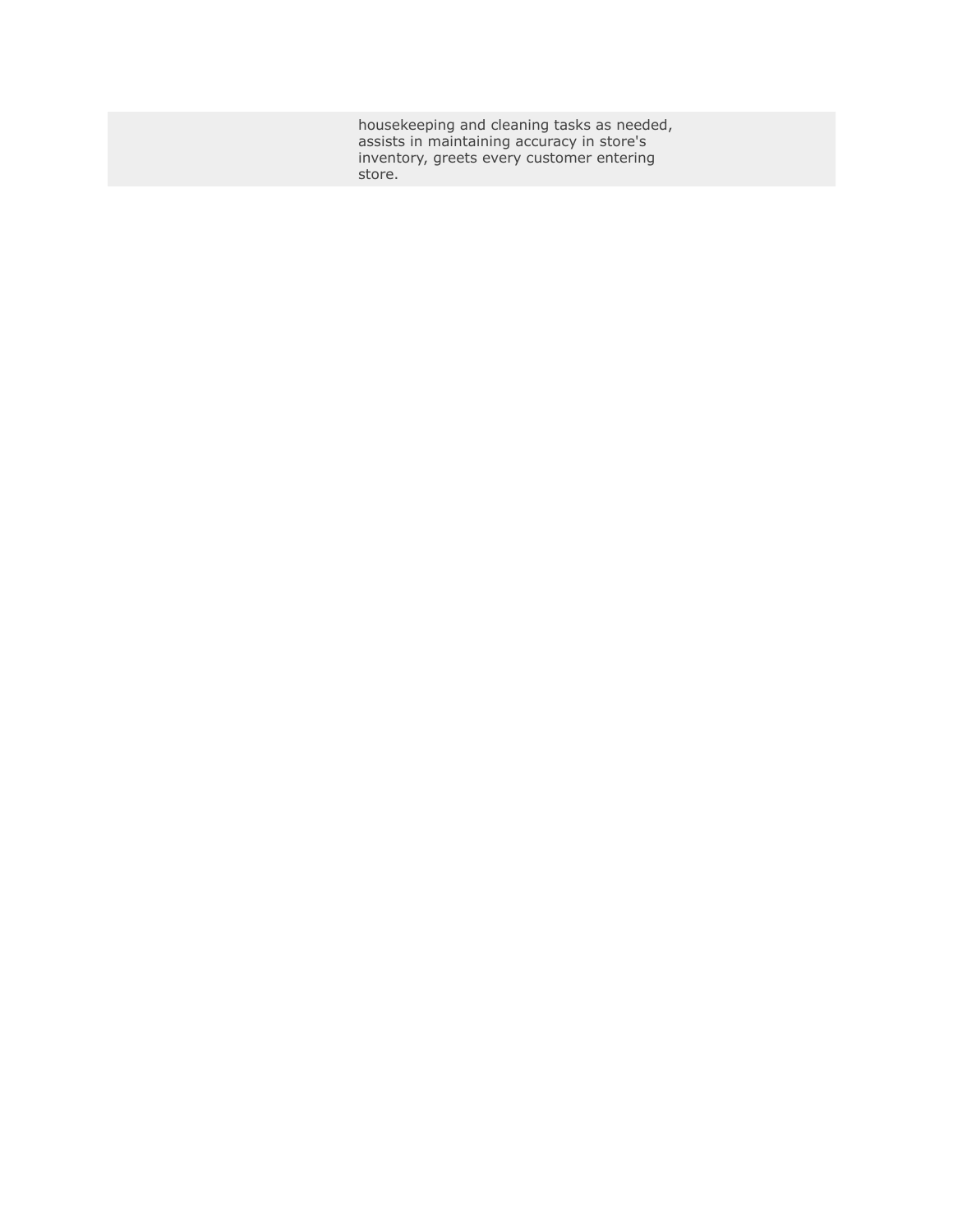housekeeping and cleaning tasks as needed, assists in maintaining accuracy in store's inventory, greets every customer entering store.